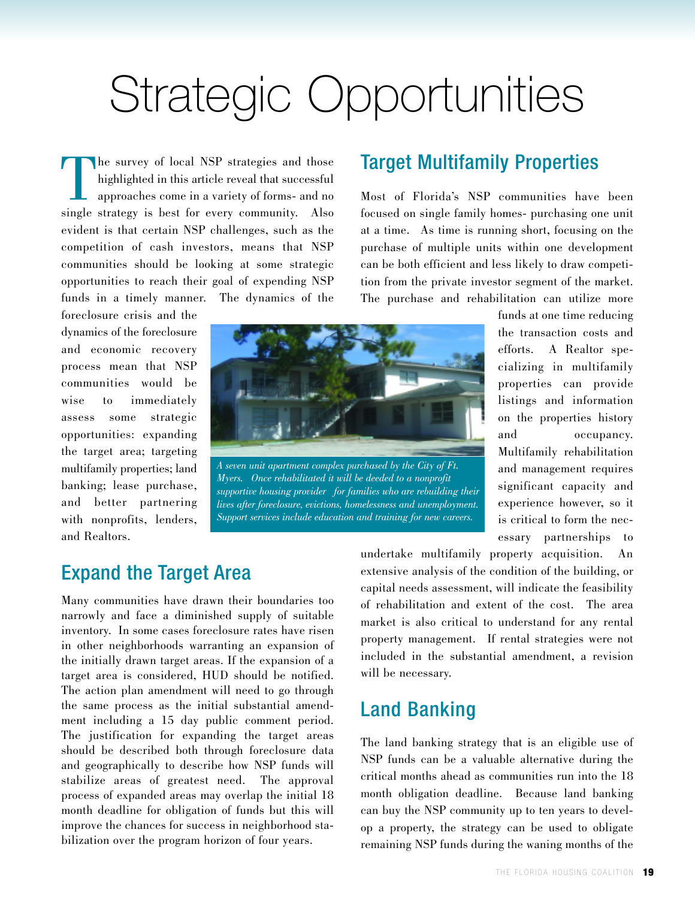# Strategic Opportunities

The survey of local NSP strategies and those highlighted in this article reveal that successful approaches come in a variety of forms- and no single strategy is best for every community. Also evident is that certain NSP challenges, such as the competition of cash investors, means that NSP communities should be looking at some strategic opportunities to reach their goal of expending NSP funds in a timely manner. The dynamics of the foreclosure crisis and the dynamics of the foreclosure and economic recovery process mean that NSP communities would be wise to immediately assess some strategic opportunities: expanding the target area; targeting multifamily properties; land banking; lease purchase, and better partnering with nonprofits, lenders, and Realtors.

*A seven unit apartment complex purchased by the City of Ft. Myers. Once rehabilitated it will be deeded to a nonprofit supportive housing provider for families who are rebuilding their lives after foreclosure, evictions, homelessness and unemployment. Support services include education and training for new careers.*

## Expand the Target Area

Many communities have drawn their boundaries too narrowly and face a diminished supply of suitable inventory. In some cases foreclosure rates have risen in other neighborhoods warranting an expansion of the initially drawn target areas. If the expansion of a target area is considered, HUD should be notified. The action plan amendment will need to go through the same process as the initial substantial amendment including a 15 day public comment period. The justification for expanding the target areas should be described both through foreclosure data and geographically to describe how NSP funds will stabilize areas of greatest need. The approval process of expanded areas may overlap the initial 18 month deadline for obligation of funds but this will improve the chances for success in neighborhood stabilization over the program horizon of four years.

## Target Multifamily Properties

Most of Florida's NSP communities have been focused on single family homes- purchasing one unit at a time. As time is running short, focusing on the purchase of multiple units within one development can be both efficient and less likely to draw competition from the private investor segment of the market. The purchase and rehabilitation can utilize more funds at one time reducing the transaction costs and efforts. A Realtor specializing in multifamily properties can provide listings and information on the properties history and occupancy. Multifamily rehabilitation and management requires significant capacity and experience however, so it is critical to form the necessary partnerships to undertake multifamily property acquisition. An extensive analysis of the condition of the building, or capital needs assessment, will indicate the feasibility of rehabilitation and extent of the cost. The area market is also critical to understand for any rental property management. If rental strategies were not included in the substantial amendment, a revision will be necessary.

## Land Banking

The land banking strategy that is an eligible use of NSP funds can be a valuable alternative during the critical months ahead as communities run into the 18 month obligation deadline. Because land banking can buy the NSP community up to ten years to develop a property, the strategy can be used to obligate remaining NSP funds during the waning months of the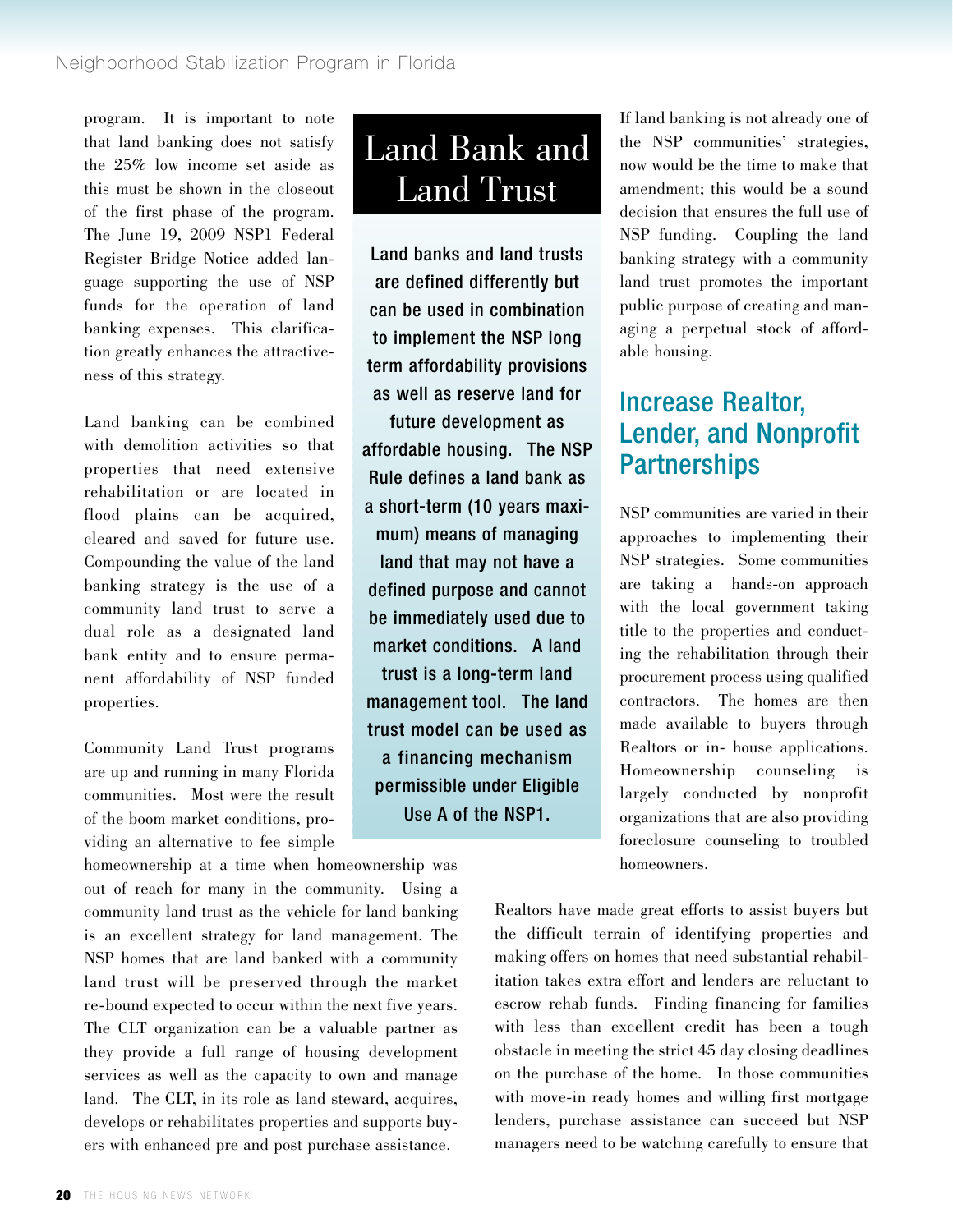program. It is important to note that land banking does not satisfy the 25% low income set aside as this must be shown in the closeout of the first phase of the program. The June 19, 2009 NSP1 Federal Register Bridge Notice added language supporting the use of NSP funds for the operation of land banking expenses. This clarification greatly enhances the attractiveness of this strategy.

Land banking can be combined with demolition activities so that properties that need extensive rehabilitation or are located in flood plains can be acquired, cleared and saved for future use. Compounding the value of the land banking strategy is the use of a community land trust to serve a dual role as a designated land bank entity and to ensure permanent affordability of NSP funded properties.

Community Land Trust programs are up and running in many Florida communities. Most were the result of the boom market conditions, providing an alternative to fee simple homeownership at a time when homeownership was out of reach for many in the community. Using a community land trust as the vehicle for land banking is an excellent strategy for land management. The NSP homes that are land banked with a community land trust will be preserved through the market re-bound expected to occur within the next five years. The CLT organization can be a valuable partner as they provide a full range of housing development services as well as the capacity to own and manage land. The CLT, in its role as land steward, acquires, develops or rehabilitates properties and supports buyers with enhanced pre and post purchase assistance.

## Land Bank and Land Trust

**Land banks and land trusts are defined differently but can be used in combination to implement the NSP long term affordability provisions as well as reserve land for future development as affordable housing. The NSP Rule defines a land bank as a short-term (10 years maximum) means of managing land that may not have a defined purpose and cannot be immediately used due to market conditions. A land trust is a long-term land management tool. The land trust model can be used as a financing mechanism permissible under Eligible Use A of the NSP1.**

If land banking is not already one of the NSP communities' strategies, now would be the time to make that amendment; this would be a sound decision that ensures the full use of NSP funding. Coupling the land banking strategy with a community land trust promotes the important public purpose of creating and managing a perpetual stock of affordable housing.

## Increase Realtor, Lender, and Nonprofit Partnerships

NSP communities are varied in their approaches to implementing their NSP strategies. Some communities are taking a hands-on approach with the local government taking title to the properties and conducting the rehabilitation through their procurement process using qualified contractors. The homes are then made available to buyers through Realtors or in- house applications. Homeownership counseling is largely conducted by nonprofit organizations that are also providing foreclosure counseling to troubled homeowners.

Realtors have made great efforts to assist buyers but the difficult terrain of identifying properties and making offers on homes that need substantial rehabilitation takes extra effort and lenders are reluctant to escrow rehab funds. Finding financing for families with less than excellent credit has been a tough obstacle in meeting the strict 45 day closing deadlines on the purchase of the home. In those communities with move-in ready homes and willing first mortgage lenders, purchase assistance can succeed but NSP managers need to be watching carefully to ensure that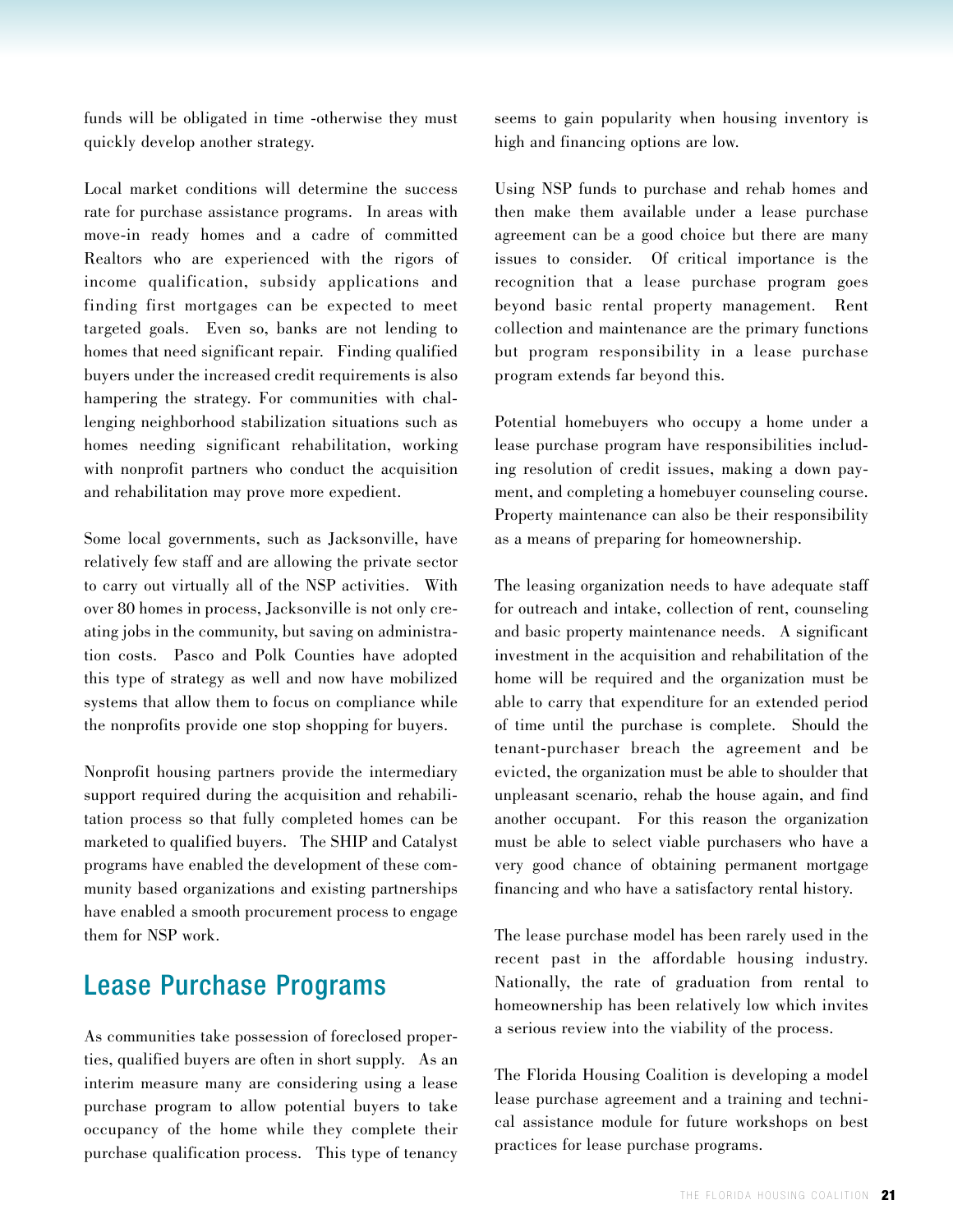funds will be obligated in time -otherwise they must quickly develop another strategy.

Local market conditions will determine the success rate for purchase assistance programs. In areas with move-in ready homes and a cadre of committed Realtors who are experienced with the rigors of income qualification, subsidy applications and finding first mortgages can be expected to meet targeted goals. Even so, banks are not lending to homes that need significant repair. Finding qualified buyers under the increased credit requirements is also hampering the strategy. For communities with challenging neighborhood stabilization situations such as homes needing significant rehabilitation, working with nonprofit partners who conduct the acquisition and rehabilitation may prove more expedient.

Some local governments, such as Jacksonville, have relatively few staff and are allowing the private sector to carry out virtually all of the NSP activities. With over 80 homes in process, Jacksonville is not only creating jobs in the community, but saving on administration costs. Pasco and Polk Counties have adopted this type of strategy as well and now have mobilized systems that allow them to focus on compliance while the nonprofits provide one stop shopping for buyers.

Nonprofit housing partners provide the intermediary support required during the acquisition and rehabilitation process so that fully completed homes can be marketed to qualified buyers. The SHIP and Catalyst programs have enabled the development of these community based organizations and existing partnerships have enabled a smooth procurement process to engage them for NSP work.

## Lease Purchase Programs

As communities take possession of foreclosed properties, qualified buyers are often in short supply. As an interim measure many are considering using a lease purchase program to allow potential buyers to take occupancy of the home while they complete their purchase qualification process. This type of tenancy seems to gain popularity when housing inventory is high and financing options are low.

Using NSP funds to purchase and rehab homes and then make them available under a lease purchase agreement can be a good choice but there are many issues to consider. Of critical importance is the recognition that a lease purchase program goes beyond basic rental property management. Rent collection and maintenance are the primary functions but program responsibility in a lease purchase program extends far beyond this.

Potential homebuyers who occupy a home under a lease purchase program have responsibilities including resolution of credit issues, making a down payment, and completing a homebuyer counseling course. Property maintenance can also be their responsibility as a means of preparing for homeownership.

The leasing organization needs to have adequate staff for outreach and intake, collection of rent, counseling and basic property maintenance needs. A significant investment in the acquisition and rehabilitation of the home will be required and the organization must be able to carry that expenditure for an extended period of time until the purchase is complete. Should the tenant-purchaser breach the agreement and be evicted, the organization must be able to shoulder that unpleasant scenario, rehab the house again, and find another occupant. For this reason the organization must be able to select viable purchasers who have a very good chance of obtaining permanent mortgage financing and who have a satisfactory rental history.

The lease purchase model has been rarely used in the recent past in the affordable housing industry. Nationally, the rate of graduation from rental to homeownership has been relatively low which invites a serious review into the viability of the process.

The Florida Housing Coalition is developing a model lease purchase agreement and a training and technical assistance module for future workshops on best practices for lease purchase programs.